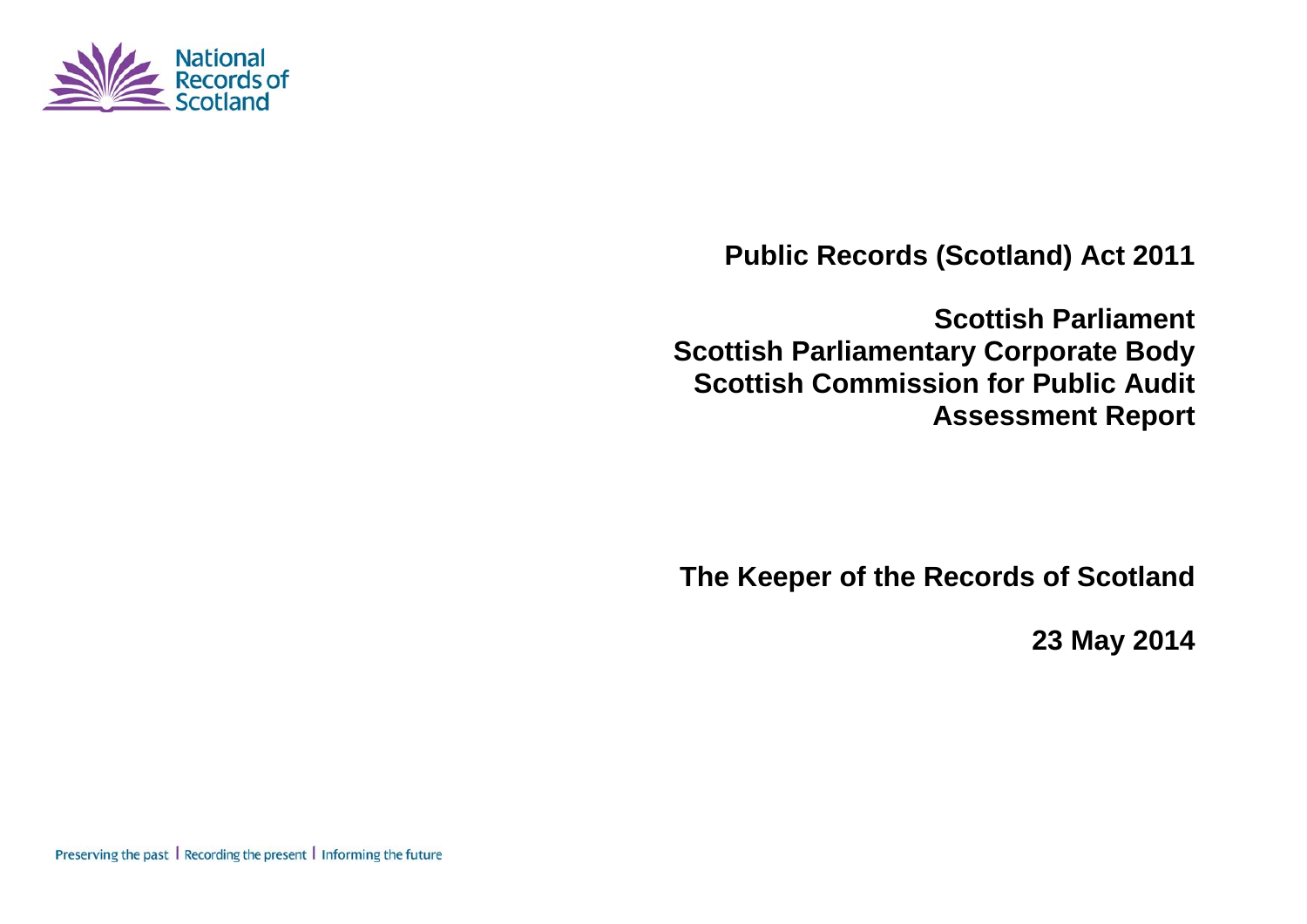National Records of Scotland

# Public Records (Scotland) Act 2011

# Scottish Parliament
# Scottish Parliamentary Corporate Body
# Scottish Commission for Public Audit
# Assessment Report

**The Keeper of the Records of Scotland**

**23 May 2014**

Preserving the past | Recording the present | Informing the future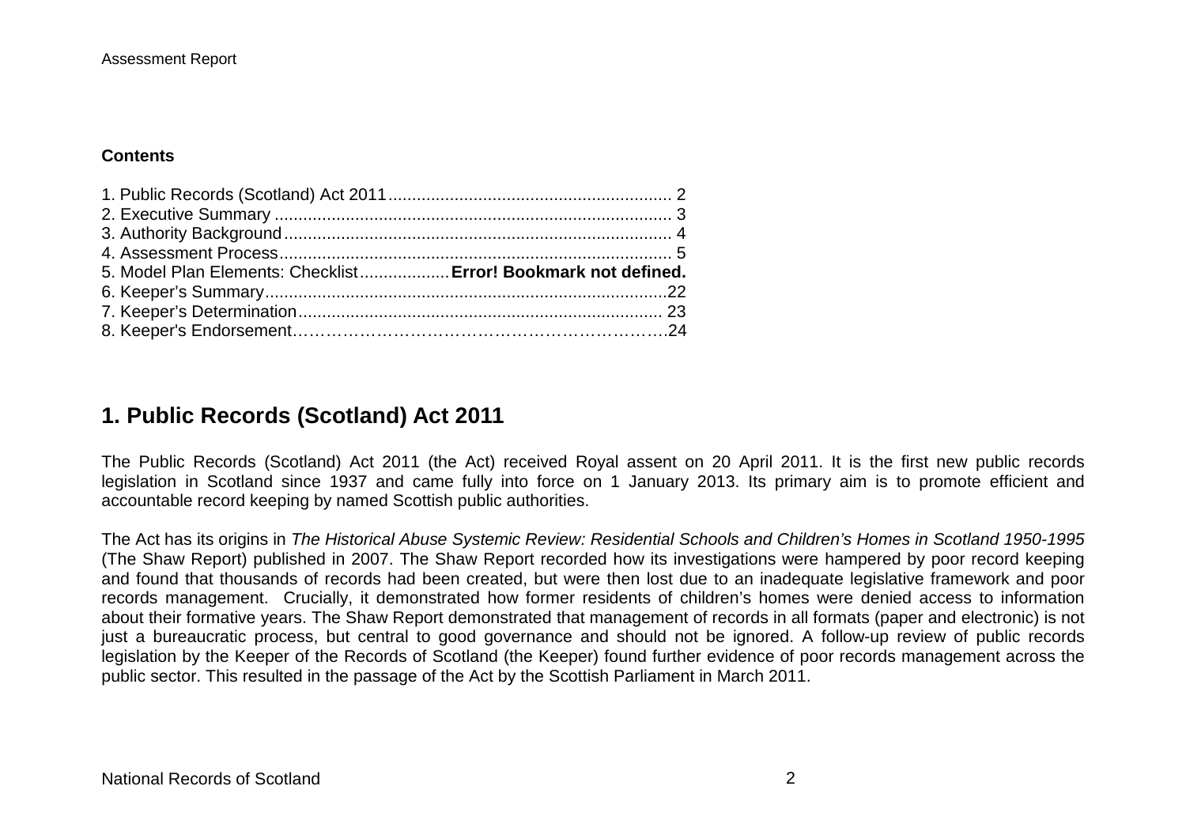**Contents**

1. Public Records (Scotland) Act 2011 ............................................................ 2
2. Executive Summary .................................................................................... 3
3. Authority Background ................................................................................. 4
4. Assessment Process .................................................................................. 5
5. Model Plan Elements: Checklist ................... **Error! Bookmark not defined.**
6. Keeper's Summary .....................................................................................22
7. Keeper's Determination ............................................................................ 23
8. Keeper's Endorsement………………………………………………………….24

## 1. Public Records (Scotland) Act 2011

The Public Records (Scotland) Act 2011 (the Act) received Royal assent on 20 April 2011. It is the first new public records legislation in Scotland since 1937 and came fully into force on 1 January 2013. Its primary aim is to promote efficient and accountable record keeping by named Scottish public authorities.

The Act has its origins in *The Historical Abuse Systemic Review: Residential Schools and Children's Homes in Scotland 1950-1995* (The Shaw Report) published in 2007. The Shaw Report recorded how its investigations were hampered by poor record keeping and found that thousands of records had been created, but were then lost due to an inadequate legislative framework and poor records management. Crucially, it demonstrated how former residents of children's homes were denied access to information about their formative years. The Shaw Report demonstrated that management of records in all formats (paper and electronic) is not just a bureaucratic process, but central to good governance and should not be ignored. A follow-up review of public records legislation by the Keeper of the Records of Scotland (the Keeper) found further evidence of poor records management across the public sector. This resulted in the passage of the Act by the Scottish Parliament in March 2011.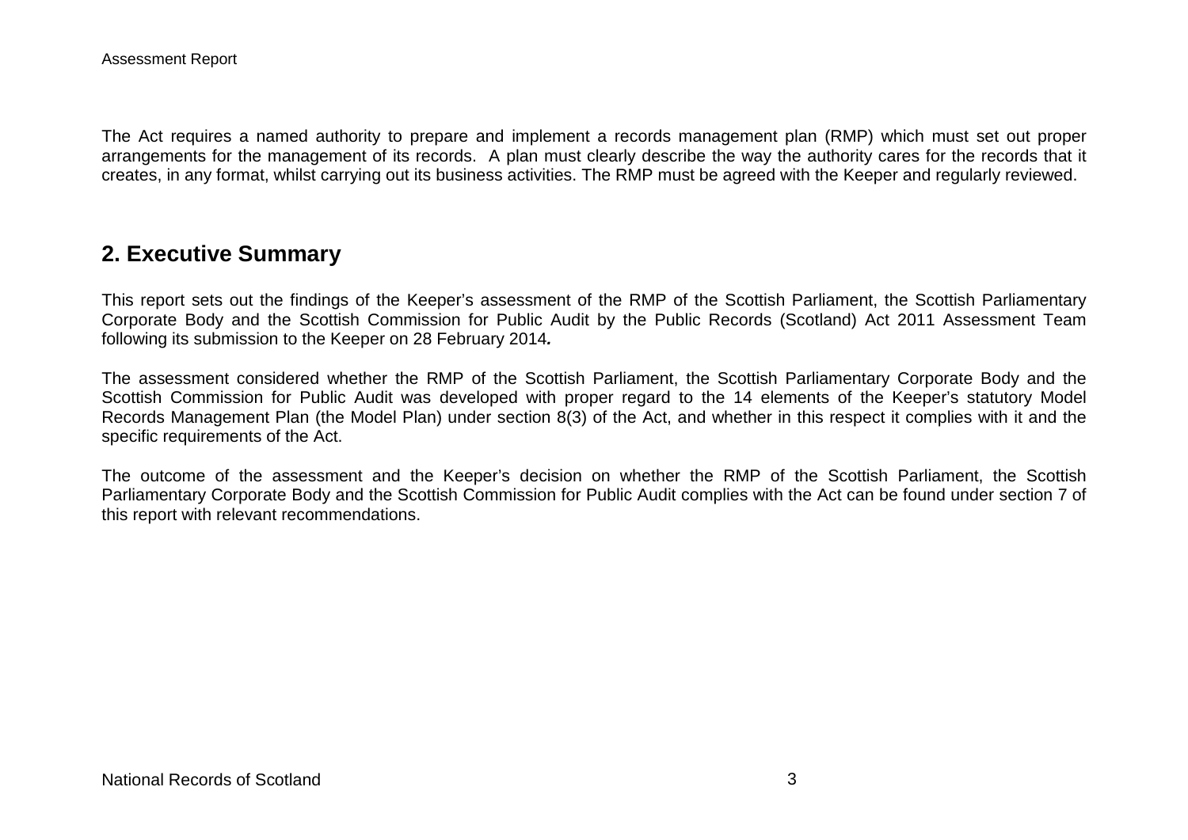The Act requires a named authority to prepare and implement a records management plan (RMP) which must set out proper arrangements for the management of its records. A plan must clearly describe the way the authority cares for the records that it creates, in any format, whilst carrying out its business activities. The RMP must be agreed with the Keeper and regularly reviewed.

## 2. Executive Summary

This report sets out the findings of the Keeper's assessment of the RMP of the Scottish Parliament, the Scottish Parliamentary Corporate Body and the Scottish Commission for Public Audit by the Public Records (Scotland) Act 2011 Assessment Team following its submission to the Keeper on 28 February 2014*.*

The assessment considered whether the RMP of the Scottish Parliament, the Scottish Parliamentary Corporate Body and the Scottish Commission for Public Audit was developed with proper regard to the 14 elements of the Keeper's statutory Model Records Management Plan (the Model Plan) under section 8(3) of the Act, and whether in this respect it complies with it and the specific requirements of the Act.

The outcome of the assessment and the Keeper's decision on whether the RMP of the Scottish Parliament, the Scottish Parliamentary Corporate Body and the Scottish Commission for Public Audit complies with the Act can be found under section 7 of this report with relevant recommendations.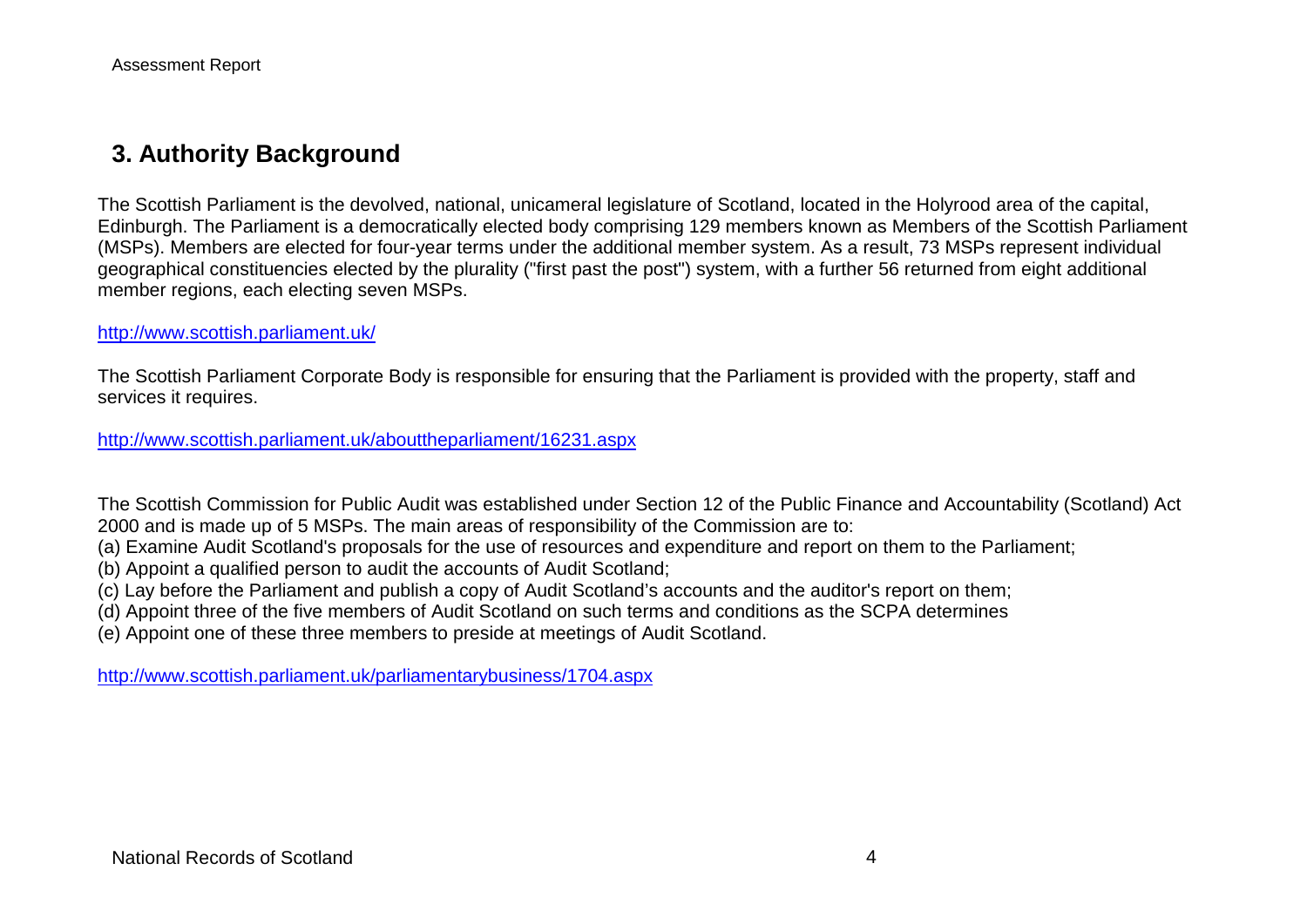## 3. Authority Background

The Scottish Parliament is the devolved, national, unicameral legislature of Scotland, located in the Holyrood area of the capital, Edinburgh. The Parliament is a democratically elected body comprising 129 members known as Members of the Scottish Parliament (MSPs). Members are elected for four-year terms under the additional member system. As a result, 73 MSPs represent individual geographical constituencies elected by the plurality ("first past the post") system, with a further 56 returned from eight additional member regions, each electing seven MSPs.

http://www.scottish.parliament.uk/

The Scottish Parliament Corporate Body is responsible for ensuring that the Parliament is provided with the property, staff and services it requires.

http://www.scottish.parliament.uk/abouttheparliament/16231.aspx

The Scottish Commission for Public Audit was established under Section 12 of the Public Finance and Accountability (Scotland) Act 2000 and is made up of 5 MSPs. The main areas of responsibility of the Commission are to:

(a) Examine Audit Scotland's proposals for the use of resources and expenditure and report on them to the Parliament;
(b) Appoint a qualified person to audit the accounts of Audit Scotland;
(c) Lay before the Parliament and publish a copy of Audit Scotland's accounts and the auditor's report on them;
(d) Appoint three of the five members of Audit Scotland on such terms and conditions as the SCPA determines
(e) Appoint one of these three members to preside at meetings of Audit Scotland.

http://www.scottish.parliament.uk/parliamentarybusiness/1704.aspx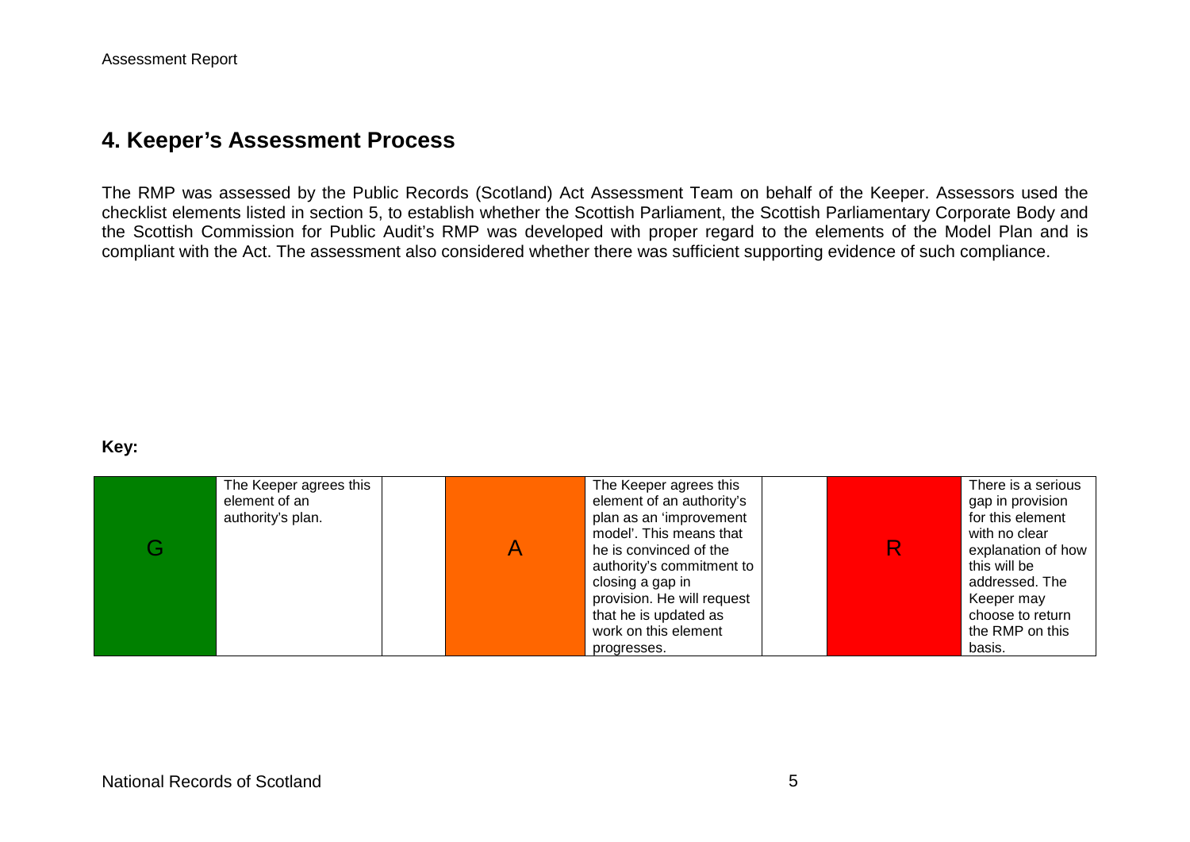## 4. Keeper's Assessment Process

The RMP was assessed by the Public Records (Scotland) Act Assessment Team on behalf of the Keeper. Assessors used the checklist elements listed in section 5, to establish whether the Scottish Parliament, the Scottish Parliamentary Corporate Body and the Scottish Commission for Public Audit's RMP was developed with proper regard to the elements of the Model Plan and is compliant with the Act. The assessment also considered whether there was sufficient supporting evidence of such compliance.

**Key:**

| | | | | | | | |
|---|---|---|---|---|---|---|---|
| G | The Keeper agrees this element of an authority's plan. | | A | The Keeper agrees this element of an authority's plan as an 'improvement model'. This means that he is convinced of the authority's commitment to closing a gap in provision. He will request that he is updated as work on this element progresses. | | R | There is a serious gap in provision for this element with no clear explanation of how this will be addressed. The Keeper may choose to return the RMP on this basis. |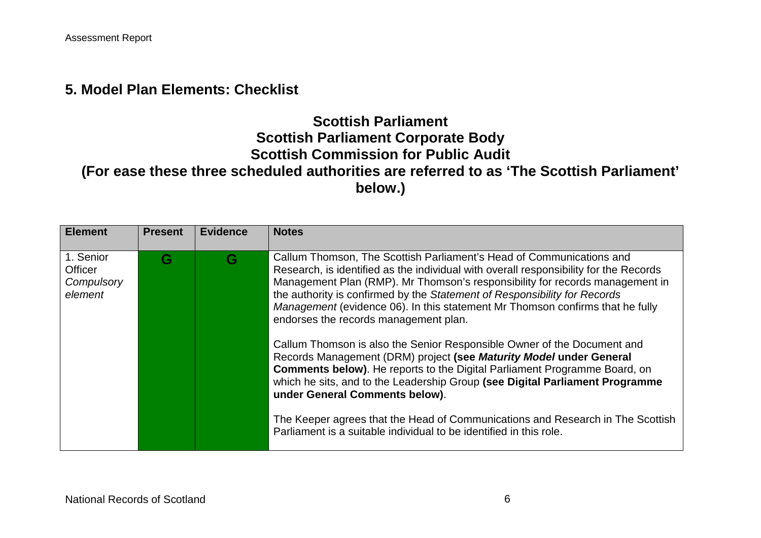## 5. Model Plan Elements: Checklist

**Scottish Parliament**
**Scottish Parliament Corporate Body**
**Scottish Commission for Public Audit**
**(For ease these three scheduled authorities are referred to as 'The Scottish Parliament' below.)**

| Element | Present | Evidence | Notes |
|---|---|---|---|
| 1. Senior Officer *Compulsory element* | G | G | Callum Thomson, The Scottish Parliament's Head of Communications and Research, is identified as the individual with overall responsibility for the Records Management Plan (RMP). Mr Thomson's responsibility for records management in the authority is confirmed by the *Statement of Responsibility for Records Management* (evidence 06). In this statement Mr Thomson confirms that he fully endorses the records management plan.<br><br>Callum Thomson is also the Senior Responsible Owner of the Document and Records Management (DRM) project **(see *Maturity Model* under General Comments below)**. He reports to the Digital Parliament Programme Board, on which he sits, and to the Leadership Group **(see Digital Parliament Programme under General Comments below)**.<br><br>The Keeper agrees that the Head of Communications and Research in The Scottish Parliament is a suitable individual to be identified in this role. |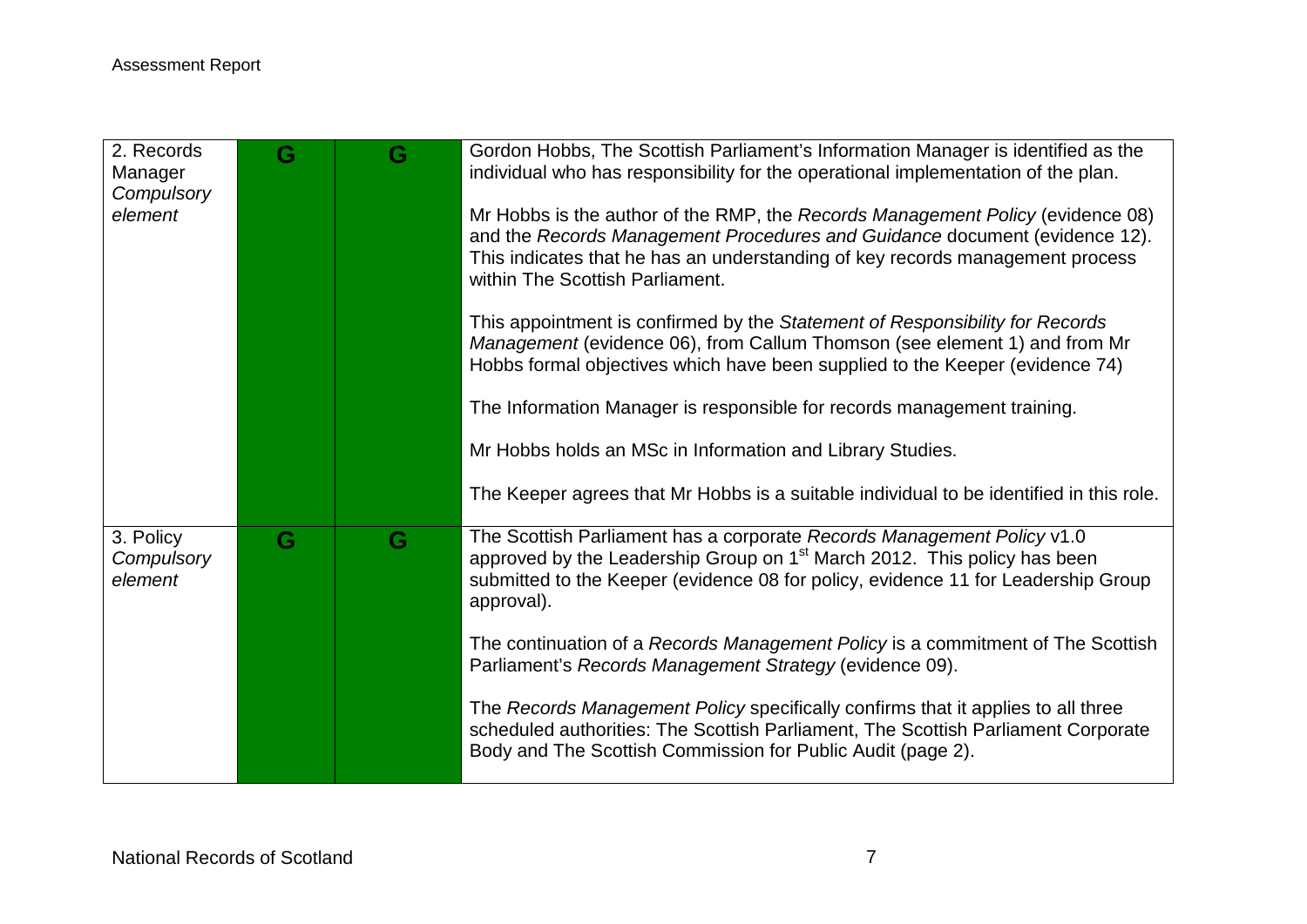| | | | |
|---|---|---|---|
| 2. Records Manager *Compulsory element* | G | G | Gordon Hobbs, The Scottish Parliament's Information Manager is identified as the individual who has responsibility for the operational implementation of the plan.<br><br>Mr Hobbs is the author of the RMP, the *Records Management Policy* (evidence 08) and the *Records Management Procedures and Guidance* document (evidence 12). This indicates that he has an understanding of key records management process within The Scottish Parliament.<br><br>This appointment is confirmed by the *Statement of Responsibility for Records Management* (evidence 06), from Callum Thomson (see element 1) and from Mr Hobbs formal objectives which have been supplied to the Keeper (evidence 74)<br><br>The Information Manager is responsible for records management training.<br><br>Mr Hobbs holds an MSc in Information and Library Studies.<br><br>The Keeper agrees that Mr Hobbs is a suitable individual to be identified in this role. |
| 3. Policy *Compulsory element* | G | G | The Scottish Parliament has a corporate *Records Management Policy* v1.0 approved by the Leadership Group on 1st March 2012. This policy has been submitted to the Keeper (evidence 08 for policy, evidence 11 for Leadership Group approval).<br><br>The continuation of a *Records Management Policy* is a commitment of The Scottish Parliament's *Records Management Strategy* (evidence 09).<br><br>The *Records Management Policy* specifically confirms that it applies to all three scheduled authorities: The Scottish Parliament, The Scottish Parliament Corporate Body and The Scottish Commission for Public Audit (page 2). |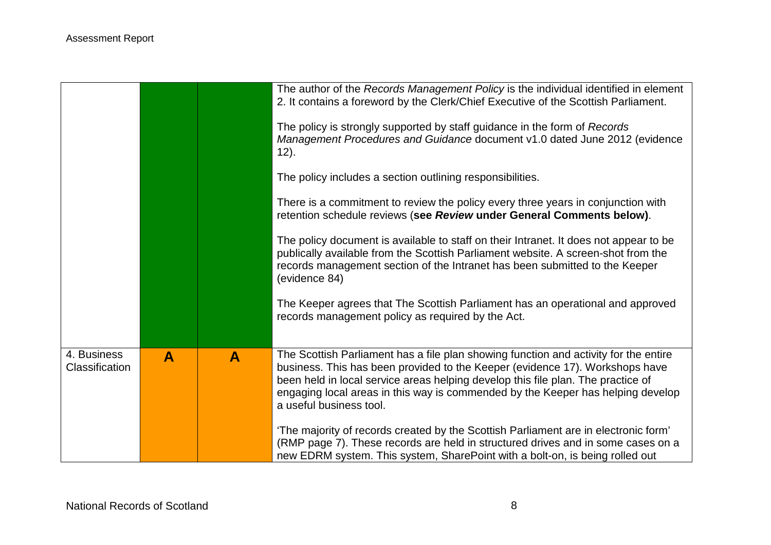| | | | |
|---|---|---|---|
| | | | The author of the *Records Management Policy* is the individual identified in element 2. It contains a foreword by the Clerk/Chief Executive of the Scottish Parliament.<br><br>The policy is strongly supported by staff guidance in the form of *Records Management Procedures and Guidance* document v1.0 dated June 2012 (evidence 12).<br><br>The policy includes a section outlining responsibilities.<br><br>There is a commitment to review the policy every three years in conjunction with retention schedule reviews (**see *Review* under General Comments below)**.<br><br>The policy document is available to staff on their Intranet. It does not appear to be publically available from the Scottish Parliament website. A screen-shot from the records management section of the Intranet has been submitted to the Keeper (evidence 84)<br><br>The Keeper agrees that The Scottish Parliament has an operational and approved records management policy as required by the Act. |
| 4. Business Classification | **A** | **A** | The Scottish Parliament has a file plan showing function and activity for the entire business. This has been provided to the Keeper (evidence 17). Workshops have been held in local service areas helping develop this file plan. The practice of engaging local areas in this way is commended by the Keeper has helping develop a useful business tool.<br><br>'The majority of records created by the Scottish Parliament are in electronic form' (RMP page 7). These records are held in structured drives and in some cases on a new EDRM system. This system, SharePoint with a bolt-on, is being rolled out |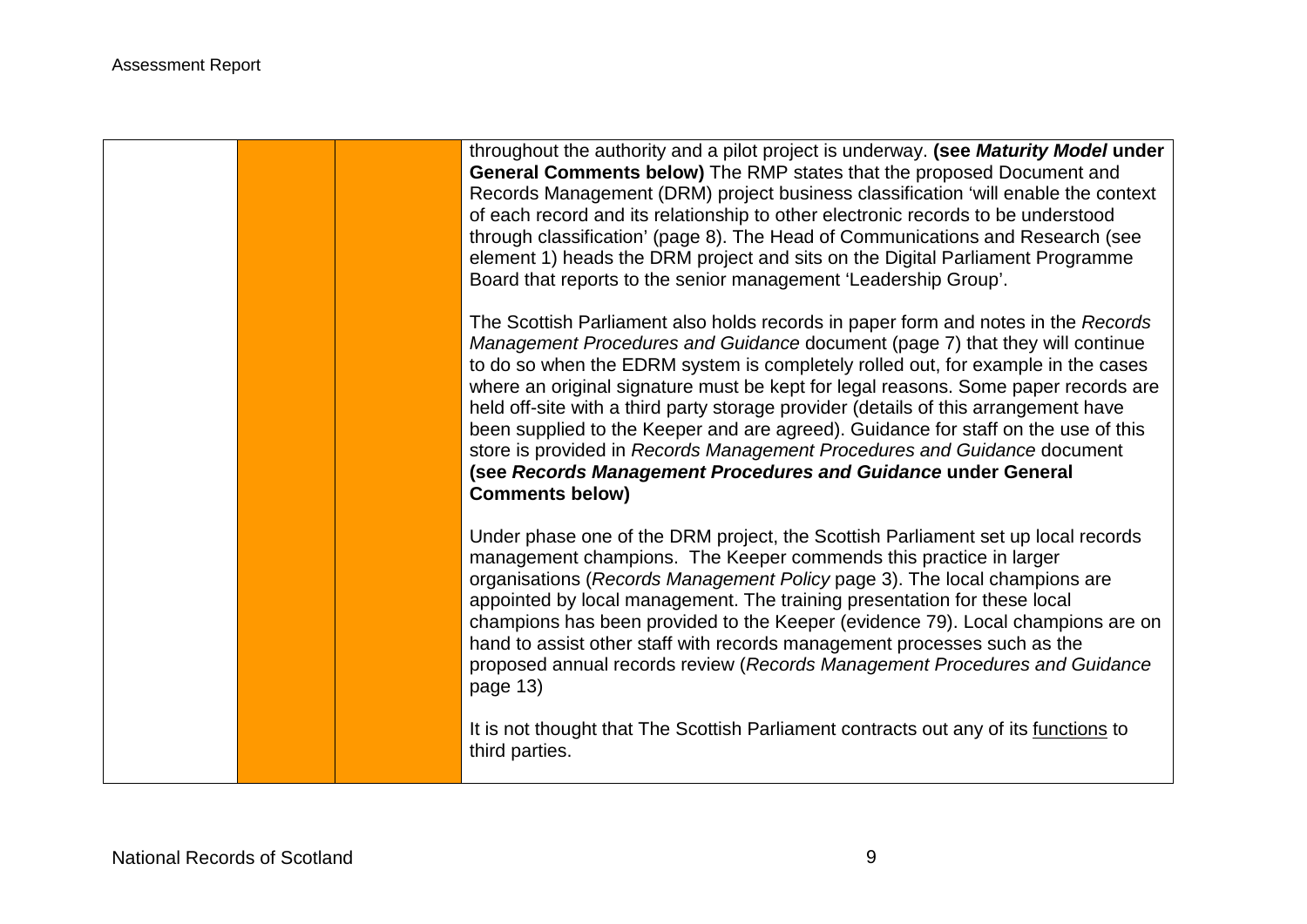| | | | |
|---|---|---|---|
| | | | throughout the authority and a pilot project is underway. **(see *Maturity Model* under General Comments below)** The RMP states that the proposed Document and Records Management (DRM) project business classification 'will enable the context of each record and its relationship to other electronic records to be understood through classification' (page 8). The Head of Communications and Research (see element 1) heads the DRM project and sits on the Digital Parliament Programme Board that reports to the senior management 'Leadership Group'.<br><br>The Scottish Parliament also holds records in paper form and notes in the *Records Management Procedures and Guidance* document (page 7) that they will continue to do so when the EDRM system is completely rolled out, for example in the cases where an original signature must be kept for legal reasons. Some paper records are held off-site with a third party storage provider (details of this arrangement have been supplied to the Keeper and are agreed). Guidance for staff on the use of this store is provided in *Records Management Procedures and Guidance* document **(see *Records Management Procedures and Guidance* under General Comments below)**<br><br>Under phase one of the DRM project, the Scottish Parliament set up local records management champions. The Keeper commends this practice in larger organisations (*Records Management Policy* page 3). The local champions are appointed by local management. The training presentation for these local champions has been provided to the Keeper (evidence 79). Local champions are on hand to assist other staff with records management processes such as the proposed annual records review (*Records Management Procedures and Guidance* page 13)<br><br>It is not thought that The Scottish Parliament contracts out any of its <u>functions</u> to third parties. |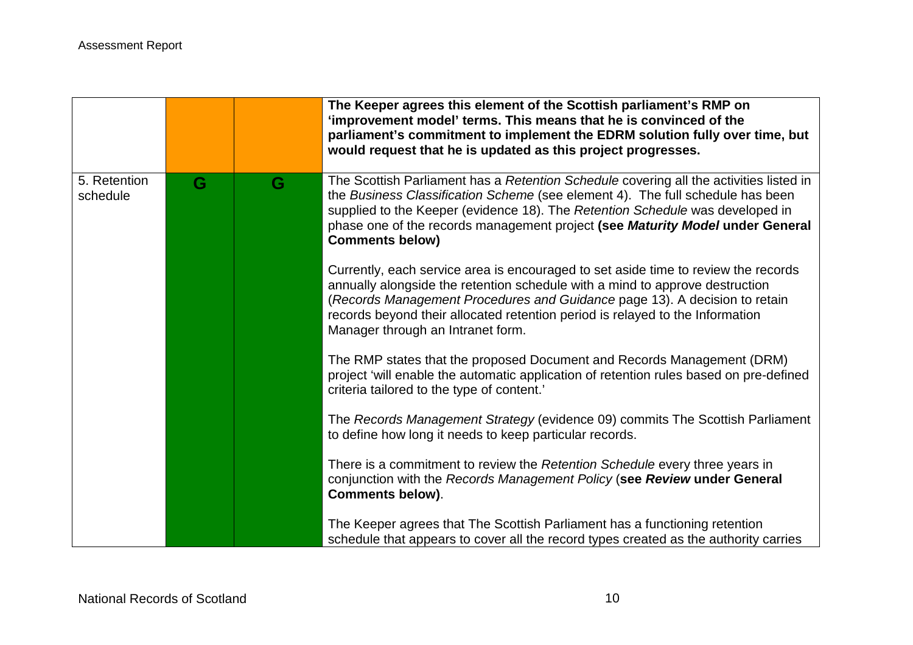| | | | |
|---|---|---|---|
| | | | **The Keeper agrees this element of the Scottish parliament's RMP on 'improvement model' terms. This means that he is convinced of the parliament's commitment to implement the EDRM solution fully over time, but would request that he is updated as this project progresses.** |
| 5. Retention schedule | G | G | The Scottish Parliament has a *Retention Schedule* covering all the activities listed in the *Business Classification Scheme* (see element 4). The full schedule has been supplied to the Keeper (evidence 18). The *Retention Schedule* was developed in phase one of the records management project **(see *Maturity Model* under General Comments below)**<br><br>Currently, each service area is encouraged to set aside time to review the records annually alongside the retention schedule with a mind to approve destruction (*Records Management Procedures and Guidance* page 13). A decision to retain records beyond their allocated retention period is relayed to the Information Manager through an Intranet form.<br><br>The RMP states that the proposed Document and Records Management (DRM) project 'will enable the automatic application of retention rules based on pre-defined criteria tailored to the type of content.'<br><br>The *Records Management Strategy* (evidence 09) commits The Scottish Parliament to define how long it needs to keep particular records.<br><br>There is a commitment to review the *Retention Schedule* every three years in conjunction with the *Records Management Policy* (**see *Review* under General Comments below)**.<br><br>The Keeper agrees that The Scottish Parliament has a functioning retention schedule that appears to cover all the record types created as the authority carries |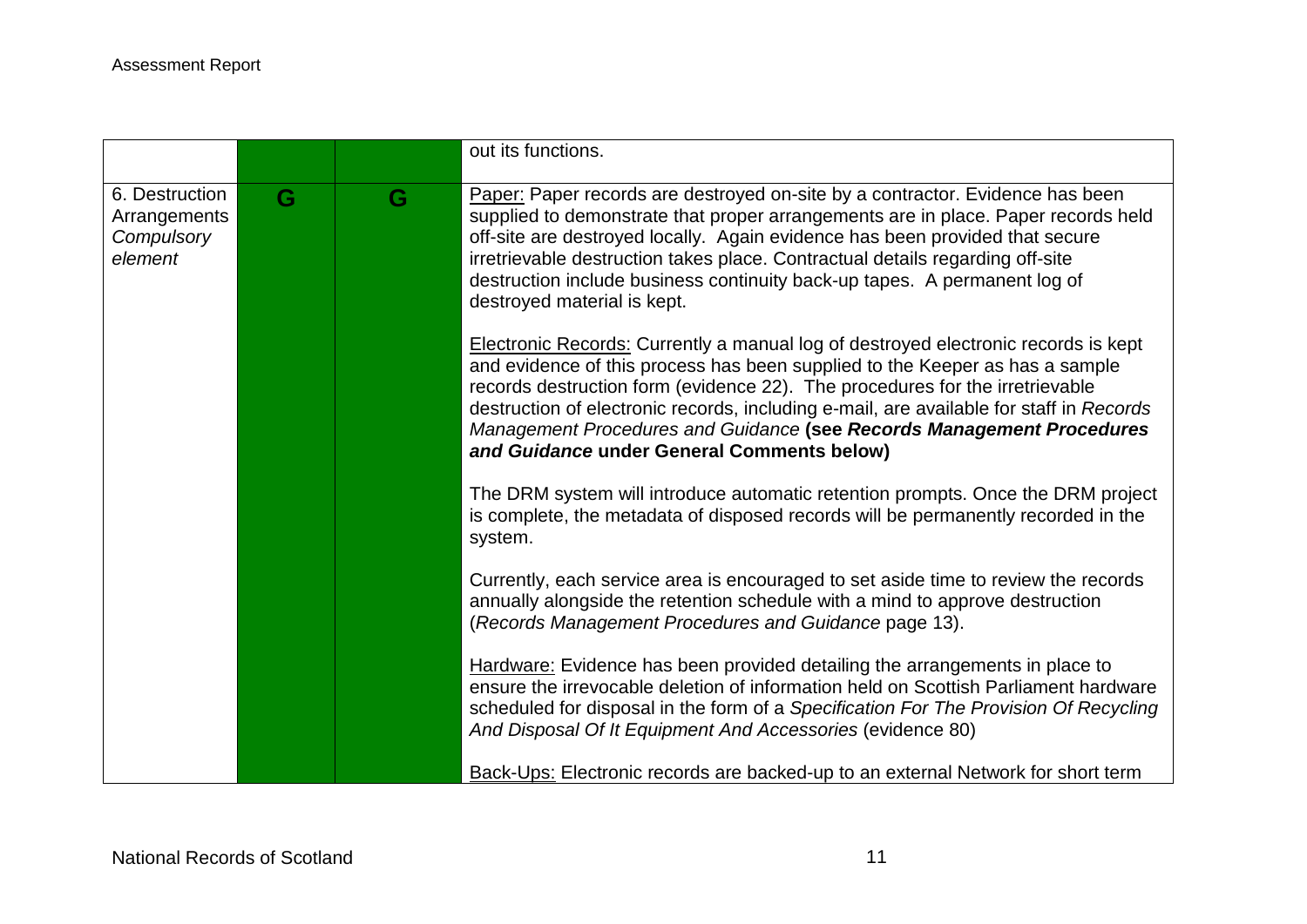| | | | |
|---|---|---|---|
| | | | out its functions. |
| 6. Destruction Arrangements *Compulsory element* | G | G | Paper: Paper records are destroyed on-site by a contractor. Evidence has been supplied to demonstrate that proper arrangements are in place. Paper records held off-site are destroyed locally. Again evidence has been provided that secure irretrievable destruction takes place. Contractual details regarding off-site destruction include business continuity back-up tapes. A permanent log of destroyed material is kept.<br><br>Electronic Records: Currently a manual log of destroyed electronic records is kept and evidence of this process has been supplied to the Keeper as has a sample records destruction form (evidence 22). The procedures for the irretrievable destruction of electronic records, including e-mail, are available for staff in *Records Management Procedures and Guidance* **(see *Records Management Procedures and Guidance* under General Comments below)**<br><br>The DRM system will introduce automatic retention prompts. Once the DRM project is complete, the metadata of disposed records will be permanently recorded in the system.<br><br>Currently, each service area is encouraged to set aside time to review the records annually alongside the retention schedule with a mind to approve destruction (*Records Management Procedures and Guidance* page 13).<br><br>Hardware: Evidence has been provided detailing the arrangements in place to ensure the irrevocable deletion of information held on Scottish Parliament hardware scheduled for disposal in the form of a *Specification For The Provision Of Recycling And Disposal Of It Equipment And Accessories* (evidence 80)<br><br>Back-Ups: Electronic records are backed-up to an external Network for short term |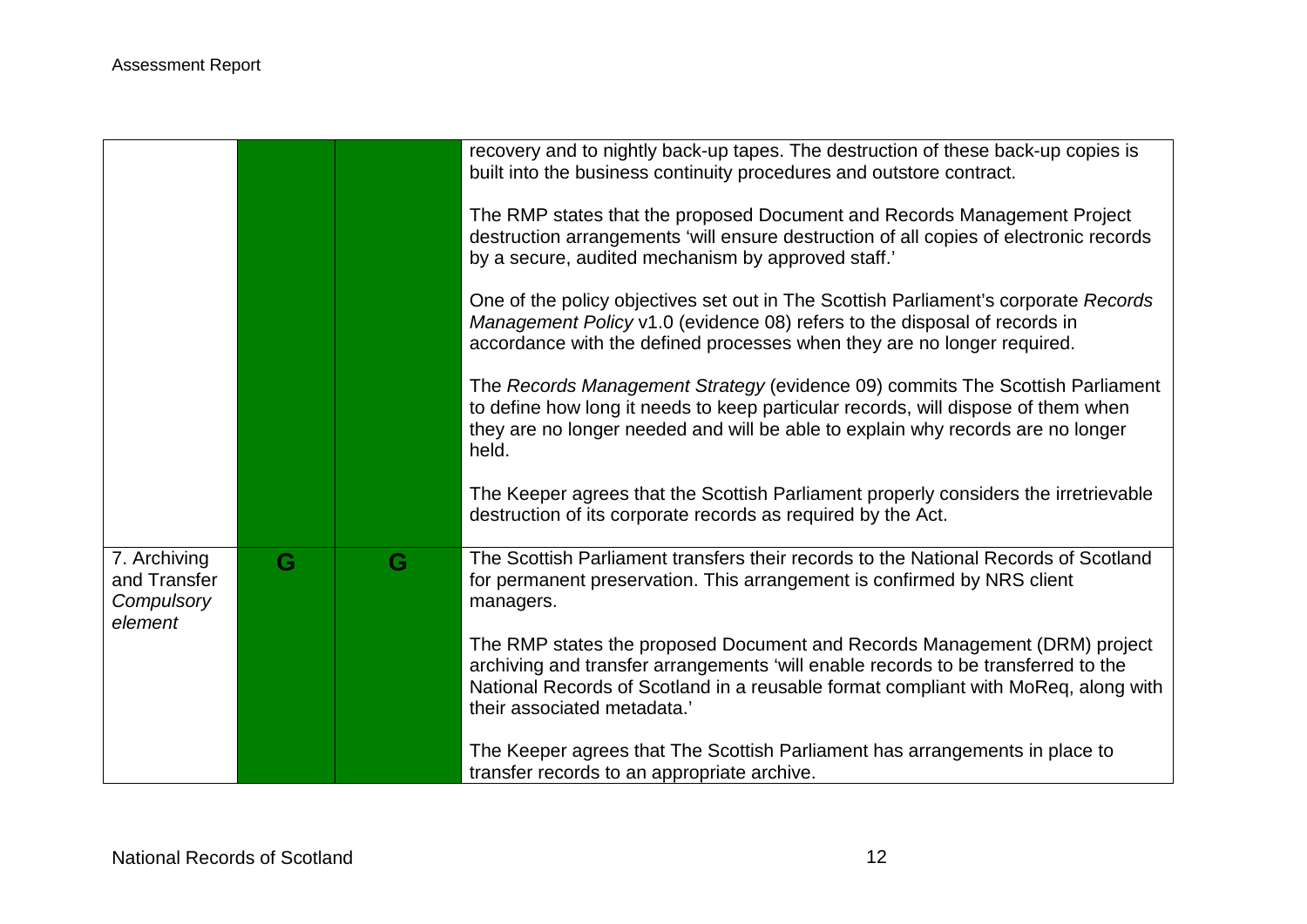| | | | |
|---|---|---|---|
| | | | recovery and to nightly back-up tapes. The destruction of these back-up copies is built into the business continuity procedures and outstore contract.<br><br>The RMP states that the proposed Document and Records Management Project destruction arrangements 'will ensure destruction of all copies of electronic records by a secure, audited mechanism by approved staff.'<br><br>One of the policy objectives set out in The Scottish Parliament's corporate *Records Management Policy* v1.0 (evidence 08) refers to the disposal of records in accordance with the defined processes when they are no longer required.<br><br>The *Records Management Strategy* (evidence 09) commits The Scottish Parliament to define how long it needs to keep particular records, will dispose of them when they are no longer needed and will be able to explain why records are no longer held.<br><br>The Keeper agrees that the Scottish Parliament properly considers the irretrievable destruction of its corporate records as required by the Act. |
| 7. Archiving and Transfer *Compulsory element* | G | G | The Scottish Parliament transfers their records to the National Records of Scotland for permanent preservation. This arrangement is confirmed by NRS client managers.<br><br>The RMP states the proposed Document and Records Management (DRM) project archiving and transfer arrangements 'will enable records to be transferred to the National Records of Scotland in a reusable format compliant with MoReq, along with their associated metadata.'<br><br>The Keeper agrees that The Scottish Parliament has arrangements in place to transfer records to an appropriate archive. |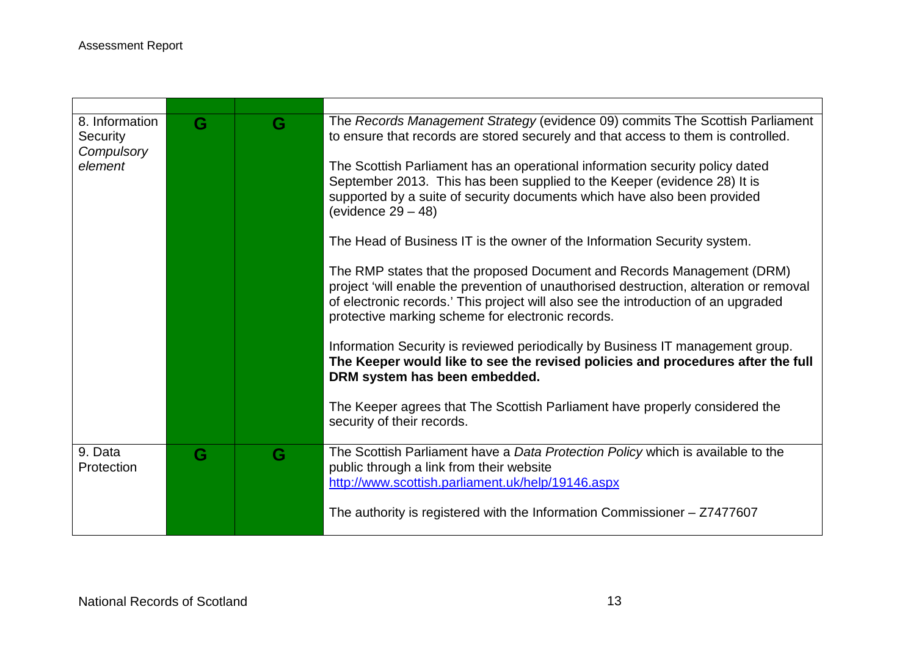| | | | |
|---|---|---|---|
| 8. Information Security *Compulsory element* | G | G | The *Records Management Strategy* (evidence 09) commits The Scottish Parliament to ensure that records are stored securely and that access to them is controlled.<br><br>The Scottish Parliament has an operational information security policy dated September 2013. This has been supplied to the Keeper (evidence 28) It is supported by a suite of security documents which have also been provided (evidence 29 – 48)<br><br>The Head of Business IT is the owner of the Information Security system.<br><br>The RMP states that the proposed Document and Records Management (DRM) project 'will enable the prevention of unauthorised destruction, alteration or removal of electronic records.' This project will also see the introduction of an upgraded protective marking scheme for electronic records.<br><br>Information Security is reviewed periodically by Business IT management group. **The Keeper would like to see the revised policies and procedures after the full DRM system has been embedded.**<br><br>The Keeper agrees that The Scottish Parliament have properly considered the security of their records. |
| 9. Data Protection | G | G | The Scottish Parliament have a *Data Protection Policy* which is available to the public through a link from their website [http://www.scottish.parliament.uk/help/19146.aspx](http://www.scottish.parliament.uk/help/19146.aspx)<br><br>The authority is registered with the Information Commissioner – Z7477607 |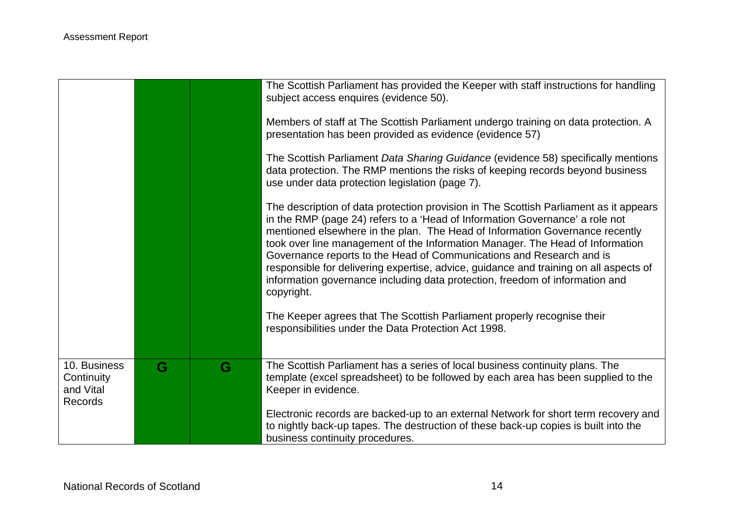| | | | |
|---|---|---|---|
| | | | The Scottish Parliament has provided the Keeper with staff instructions for handling subject access enquires (evidence 50).<br><br>Members of staff at The Scottish Parliament undergo training on data protection. A presentation has been provided as evidence (evidence 57)<br><br>The Scottish Parliament *Data Sharing Guidance* (evidence 58) specifically mentions data protection. The RMP mentions the risks of keeping records beyond business use under data protection legislation (page 7).<br><br>The description of data protection provision in The Scottish Parliament as it appears in the RMP (page 24) refers to a 'Head of Information Governance' a role not mentioned elsewhere in the plan. The Head of Information Governance recently took over line management of the Information Manager. The Head of Information Governance reports to the Head of Communications and Research and is responsible for delivering expertise, advice, guidance and training on all aspects of information governance including data protection, freedom of information and copyright.<br><br>The Keeper agrees that The Scottish Parliament properly recognise their responsibilities under the Data Protection Act 1998. |
| 10. Business Continuity and Vital Records | **G** | **G** | The Scottish Parliament has a series of local business continuity plans. The template (excel spreadsheet) to be followed by each area has been supplied to the Keeper in evidence.<br><br>Electronic records are backed-up to an external Network for short term recovery and to nightly back-up tapes. The destruction of these back-up copies is built into the business continuity procedures. |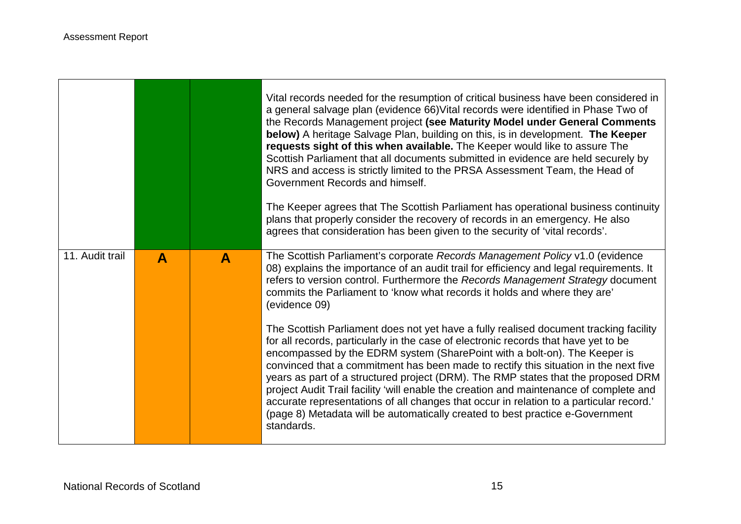| | | | |
|---|---|---|---|
| | | | Vital records needed for the resumption of critical business have been considered in a general salvage plan (evidence 66)Vital records were identified in Phase Two of the Records Management project **(see Maturity Model under General Comments below)** A heritage Salvage Plan, building on this, is in development. **The Keeper requests sight of this when available.** The Keeper would like to assure The Scottish Parliament that all documents submitted in evidence are held securely by NRS and access is strictly limited to the PRSA Assessment Team, the Head of Government Records and himself.<br><br>The Keeper agrees that The Scottish Parliament has operational business continuity plans that properly consider the recovery of records in an emergency. He also agrees that consideration has been given to the security of 'vital records'. |
| 11. Audit trail | **A** | **A** | The Scottish Parliament's corporate *Records Management Policy* v1.0 (evidence 08) explains the importance of an audit trail for efficiency and legal requirements. It refers to version control. Furthermore the *Records Management Strategy* document commits the Parliament to 'know what records it holds and where they are' (evidence 09)<br><br>The Scottish Parliament does not yet have a fully realised document tracking facility for all records, particularly in the case of electronic records that have yet to be encompassed by the EDRM system (SharePoint with a bolt-on). The Keeper is convinced that a commitment has been made to rectify this situation in the next five years as part of a structured project (DRM). The RMP states that the proposed DRM project Audit Trail facility 'will enable the creation and maintenance of complete and accurate representations of all changes that occur in relation to a particular record.' (page 8) Metadata will be automatically created to best practice e-Government standards. |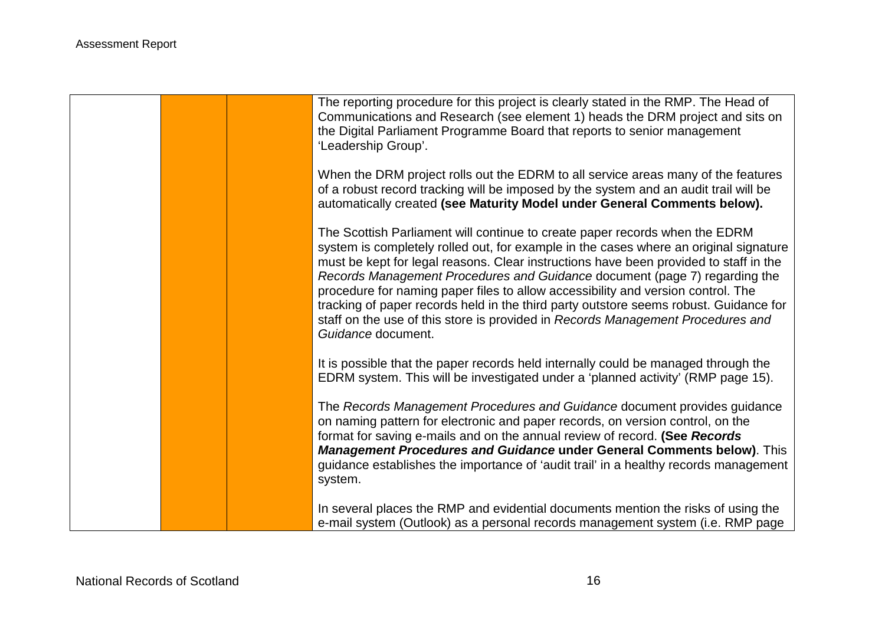| | | | |
|---|---|---|---|
| | | | The reporting procedure for this project is clearly stated in the RMP. The Head of Communications and Research (see element 1) heads the DRM project and sits on the Digital Parliament Programme Board that reports to senior management 'Leadership Group'.<br><br>When the DRM project rolls out the EDRM to all service areas many of the features of a robust record tracking will be imposed by the system and an audit trail will be automatically created **(see Maturity Model under General Comments below).**<br><br>The Scottish Parliament will continue to create paper records when the EDRM system is completely rolled out, for example in the cases where an original signature must be kept for legal reasons. Clear instructions have been provided to staff in the *Records Management Procedures and Guidance* document (page 7) regarding the procedure for naming paper files to allow accessibility and version control. The tracking of paper records held in the third party outstore seems robust. Guidance for staff on the use of this store is provided in *Records Management Procedures and Guidance* document.<br><br>It is possible that the paper records held internally could be managed through the EDRM system. This will be investigated under a 'planned activity' (RMP page 15).<br><br>The *Records Management Procedures and Guidance* document provides guidance on naming pattern for electronic and paper records, on version control, on the format for saving e-mails and on the annual review of record. **(See *Records Management Procedures and Guidance* under General Comments below)**. This guidance establishes the importance of 'audit trail' in a healthy records management system.<br><br>In several places the RMP and evidential documents mention the risks of using the e-mail system (Outlook) as a personal records management system (i.e. RMP page |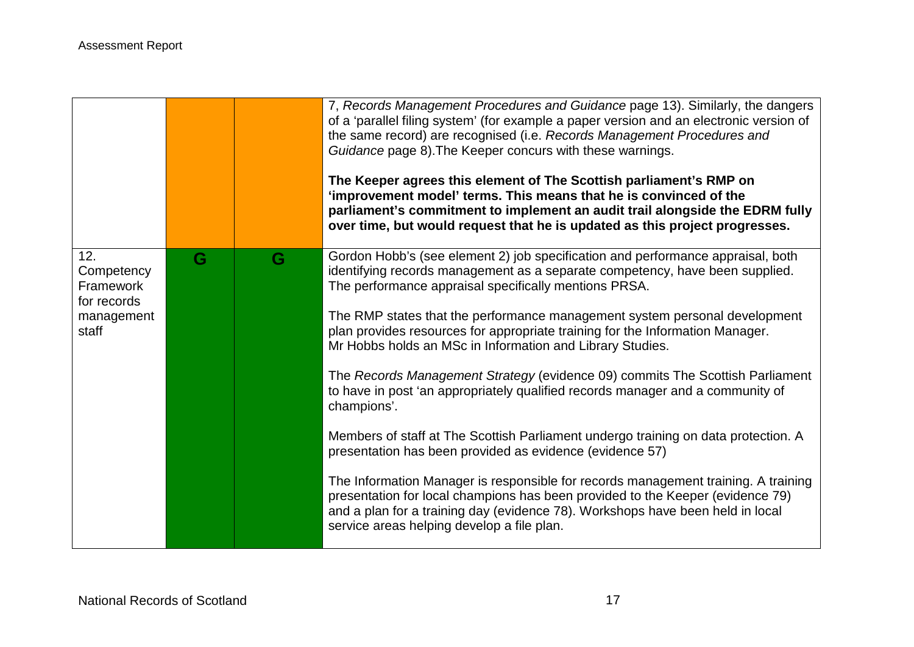| | | | |
|---|---|---|---|
| | | | 7, *Records Management Procedures and Guidance* page 13). Similarly, the dangers of a 'parallel filing system' (for example a paper version and an electronic version of the same record) are recognised (i.e. *Records Management Procedures and Guidance* page 8).The Keeper concurs with these warnings.<br><br>**The Keeper agrees this element of The Scottish parliament's RMP on 'improvement model' terms. This means that he is convinced of the parliament's commitment to implement an audit trail alongside the EDRM fully over time, but would request that he is updated as this project progresses.** |
| 12. Competency Framework for records management staff | G | G | Gordon Hobb's (see element 2) job specification and performance appraisal, both identifying records management as a separate competency, have been supplied. The performance appraisal specifically mentions PRSA.<br><br>The RMP states that the performance management system personal development plan provides resources for appropriate training for the Information Manager. Mr Hobbs holds an MSc in Information and Library Studies.<br><br>The *Records Management Strategy* (evidence 09) commits The Scottish Parliament to have in post 'an appropriately qualified records manager and a community of champions'.<br><br>Members of staff at The Scottish Parliament undergo training on data protection. A presentation has been provided as evidence (evidence 57)<br><br>The Information Manager is responsible for records management training. A training presentation for local champions has been provided to the Keeper (evidence 79) and a plan for a training day (evidence 78). Workshops have been held in local service areas helping develop a file plan. |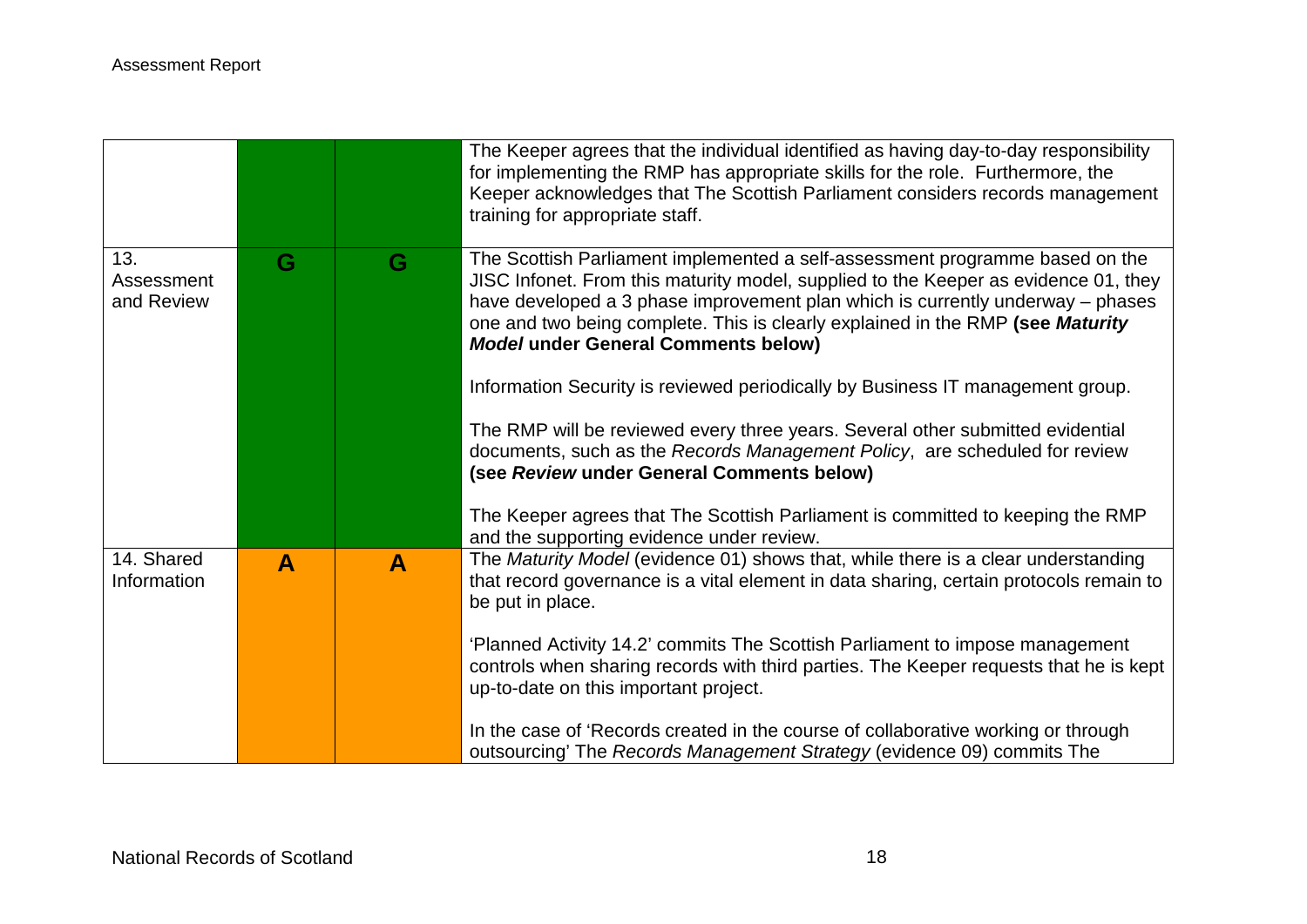| | | | |
|---|---|---|---|
| | | | The Keeper agrees that the individual identified as having day-to-day responsibility for implementing the RMP has appropriate skills for the role. Furthermore, the Keeper acknowledges that The Scottish Parliament considers records management training for appropriate staff. |
| 13. Assessment and Review | G | G | The Scottish Parliament implemented a self-assessment programme based on the JISC Infonet. From this maturity model, supplied to the Keeper as evidence 01, they have developed a 3 phase improvement plan which is currently underway – phases one and two being complete. This is clearly explained in the RMP **(see *Maturity Model* under General Comments below)**<br><br>Information Security is reviewed periodically by Business IT management group.<br><br>The RMP will be reviewed every three years. Several other submitted evidential documents, such as the *Records Management Policy*, are scheduled for review **(see *Review* under General Comments below)**<br><br>The Keeper agrees that The Scottish Parliament is committed to keeping the RMP and the supporting evidence under review. |
| 14. Shared Information | A | A | The *Maturity Model* (evidence 01) shows that, while there is a clear understanding that record governance is a vital element in data sharing, certain protocols remain to be put in place.<br><br>'Planned Activity 14.2' commits The Scottish Parliament to impose management controls when sharing records with third parties. The Keeper requests that he is kept up-to-date on this important project.<br><br>In the case of 'Records created in the course of collaborative working or through outsourcing' The *Records Management Strategy* (evidence 09) commits The |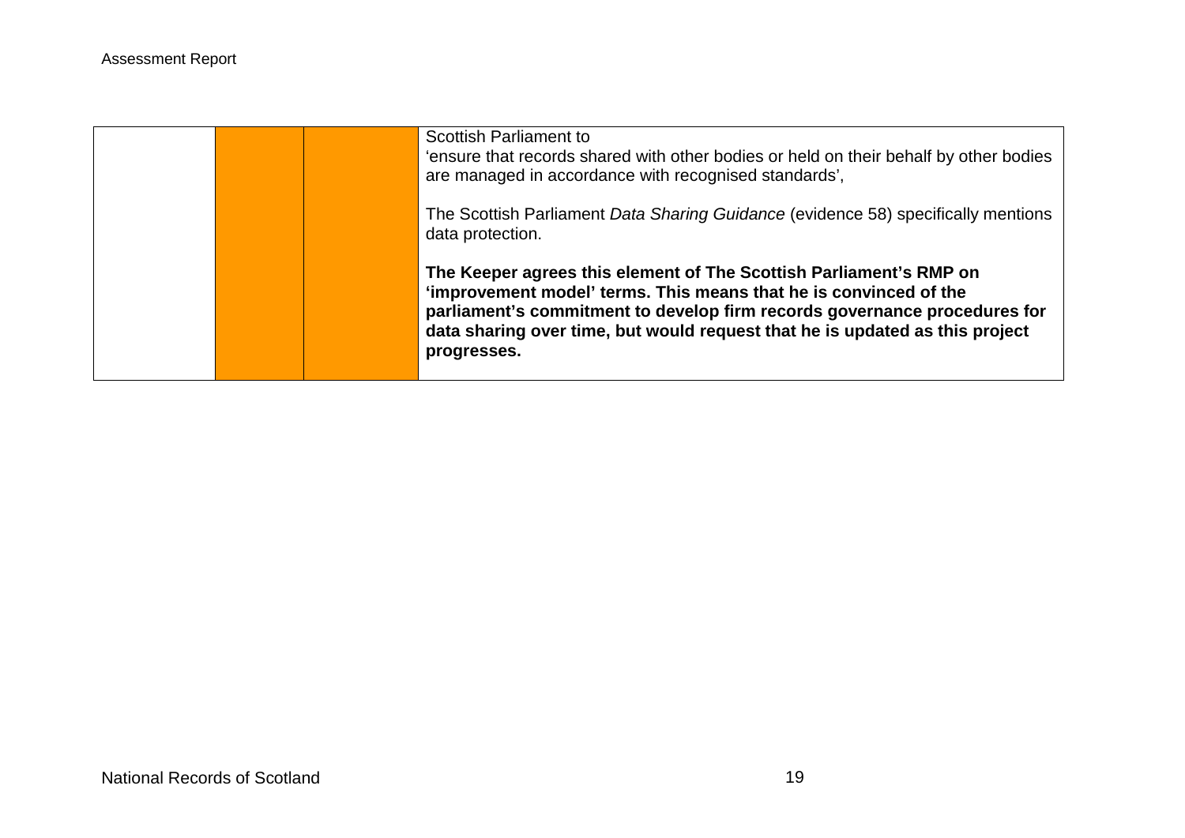|  |  |  | Scottish Parliament to 'ensure that records shared with other bodies or held on their behalf by other bodies are managed in accordance with recognised standards',<br><br>The Scottish Parliament *Data Sharing Guidance* (evidence 58) specifically mentions data protection.<br><br>**The Keeper agrees this element of The Scottish Parliament's RMP on 'improvement model' terms. This means that he is convinced of the parliament's commitment to develop firm records governance procedures for data sharing over time, but would request that he is updated as this project progresses.** |
| --- | --- | --- | --- |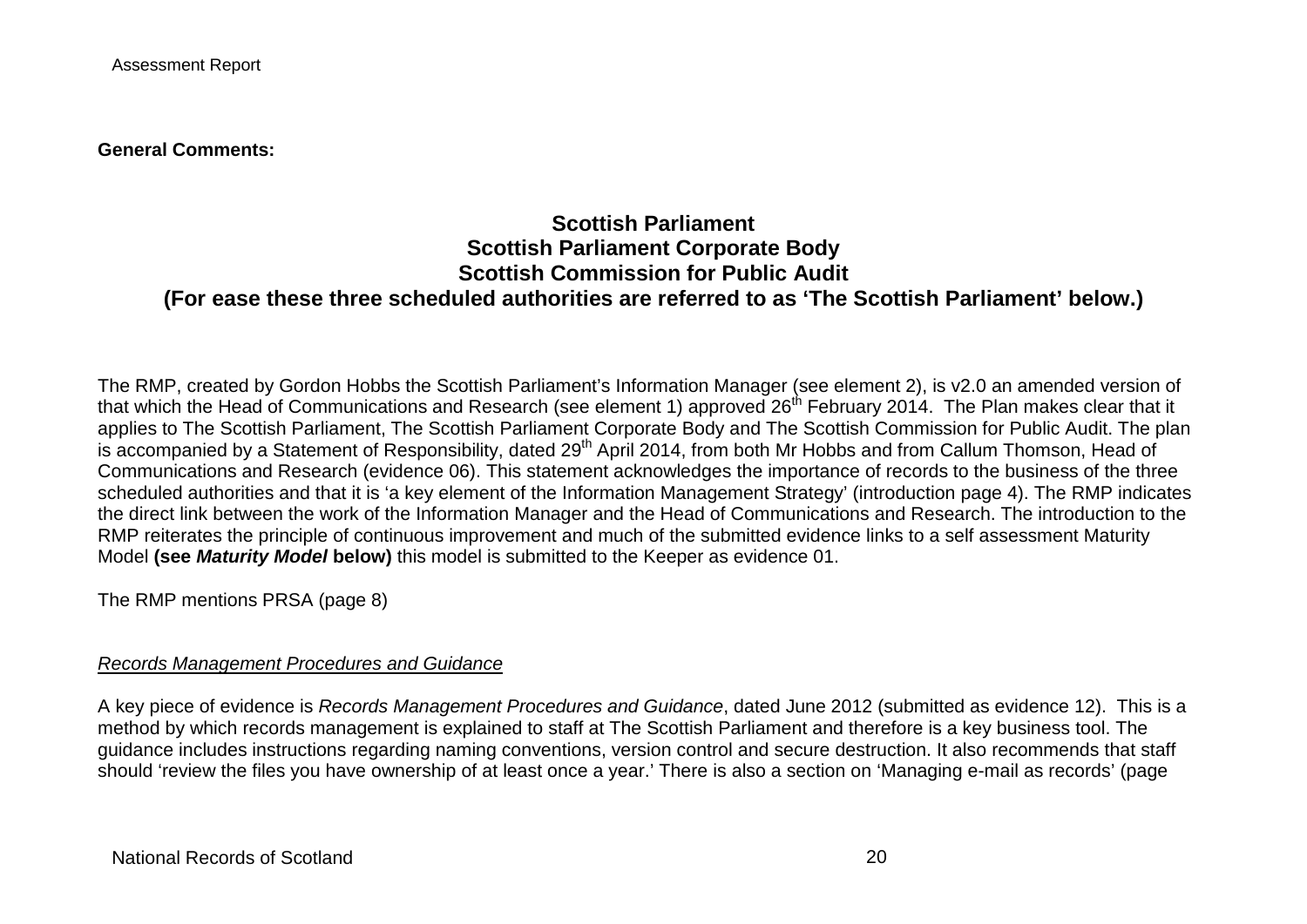**General Comments:**

## Scottish Parliament
## Scottish Parliament Corporate Body
## Scottish Commission for Public Audit
## (For ease these three scheduled authorities are referred to as 'The Scottish Parliament' below.)

The RMP, created by Gordon Hobbs the Scottish Parliament's Information Manager (see element 2), is v2.0 an amended version of that which the Head of Communications and Research (see element 1) approved 26th February 2014. The Plan makes clear that it applies to The Scottish Parliament, The Scottish Parliament Corporate Body and The Scottish Commission for Public Audit. The plan is accompanied by a Statement of Responsibility, dated 29th April 2014, from both Mr Hobbs and from Callum Thomson, Head of Communications and Research (evidence 06). This statement acknowledges the importance of records to the business of the three scheduled authorities and that it is 'a key element of the Information Management Strategy' (introduction page 4). The RMP indicates the direct link between the work of the Information Manager and the Head of Communications and Research. The introduction to the RMP reiterates the principle of continuous improvement and much of the submitted evidence links to a self assessment Maturity Model **(see *Maturity Model* below)** this model is submitted to the Keeper as evidence 01.

The RMP mentions PRSA (page 8)

*Records Management Procedures and Guidance*

A key piece of evidence is *Records Management Procedures and Guidance*, dated June 2012 (submitted as evidence 12). This is a method by which records management is explained to staff at The Scottish Parliament and therefore is a key business tool. The guidance includes instructions regarding naming conventions, version control and secure destruction. It also recommends that staff should 'review the files you have ownership of at least once a year.' There is also a section on 'Managing e-mail as records' (page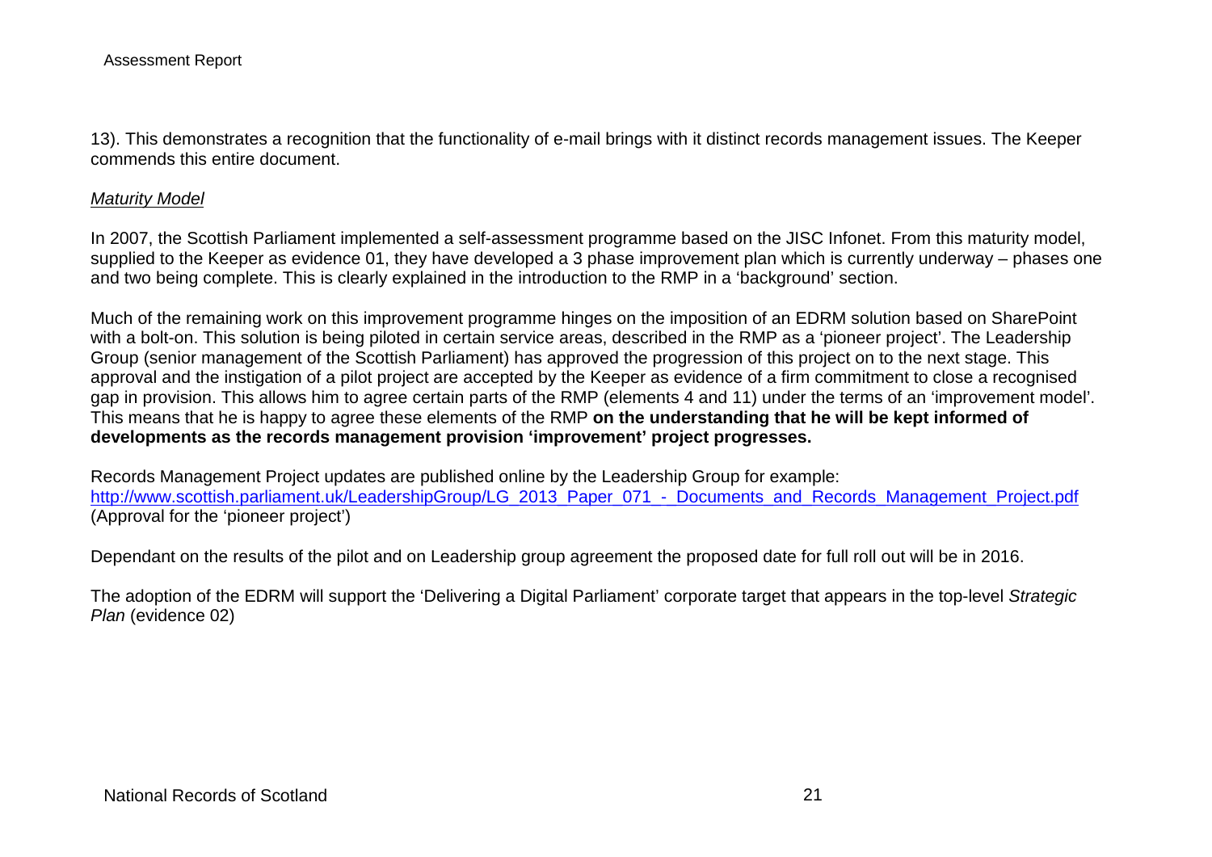13). This demonstrates a recognition that the functionality of e-mail brings with it distinct records management issues. The Keeper commends this entire document.

*Maturity Model*

In 2007, the Scottish Parliament implemented a self-assessment programme based on the JISC Infonet. From this maturity model, supplied to the Keeper as evidence 01, they have developed a 3 phase improvement plan which is currently underway – phases one and two being complete. This is clearly explained in the introduction to the RMP in a 'background' section.

Much of the remaining work on this improvement programme hinges on the imposition of an EDRM solution based on SharePoint with a bolt-on. This solution is being piloted in certain service areas, described in the RMP as a 'pioneer project'. The Leadership Group (senior management of the Scottish Parliament) has approved the progression of this project on to the next stage. This approval and the instigation of a pilot project are accepted by the Keeper as evidence of a firm commitment to close a recognised gap in provision. This allows him to agree certain parts of the RMP (elements 4 and 11) under the terms of an 'improvement model'. This means that he is happy to agree these elements of the RMP **on the understanding that he will be kept informed of developments as the records management provision 'improvement' project progresses.**

Records Management Project updates are published online by the Leadership Group for example:
[http://www.scottish.parliament.uk/LeadershipGroup/LG_2013_Paper_071_-_Documents_and_Records_Management_Project.pdf](http://www.scottish.parliament.uk/LeadershipGroup/LG_2013_Paper_071_-_Documents_and_Records_Management_Project.pdf)
(Approval for the 'pioneer project')

Dependant on the results of the pilot and on Leadership group agreement the proposed date for full roll out will be in 2016.

The adoption of the EDRM will support the 'Delivering a Digital Parliament' corporate target that appears in the top-level *Strategic Plan* (evidence 02)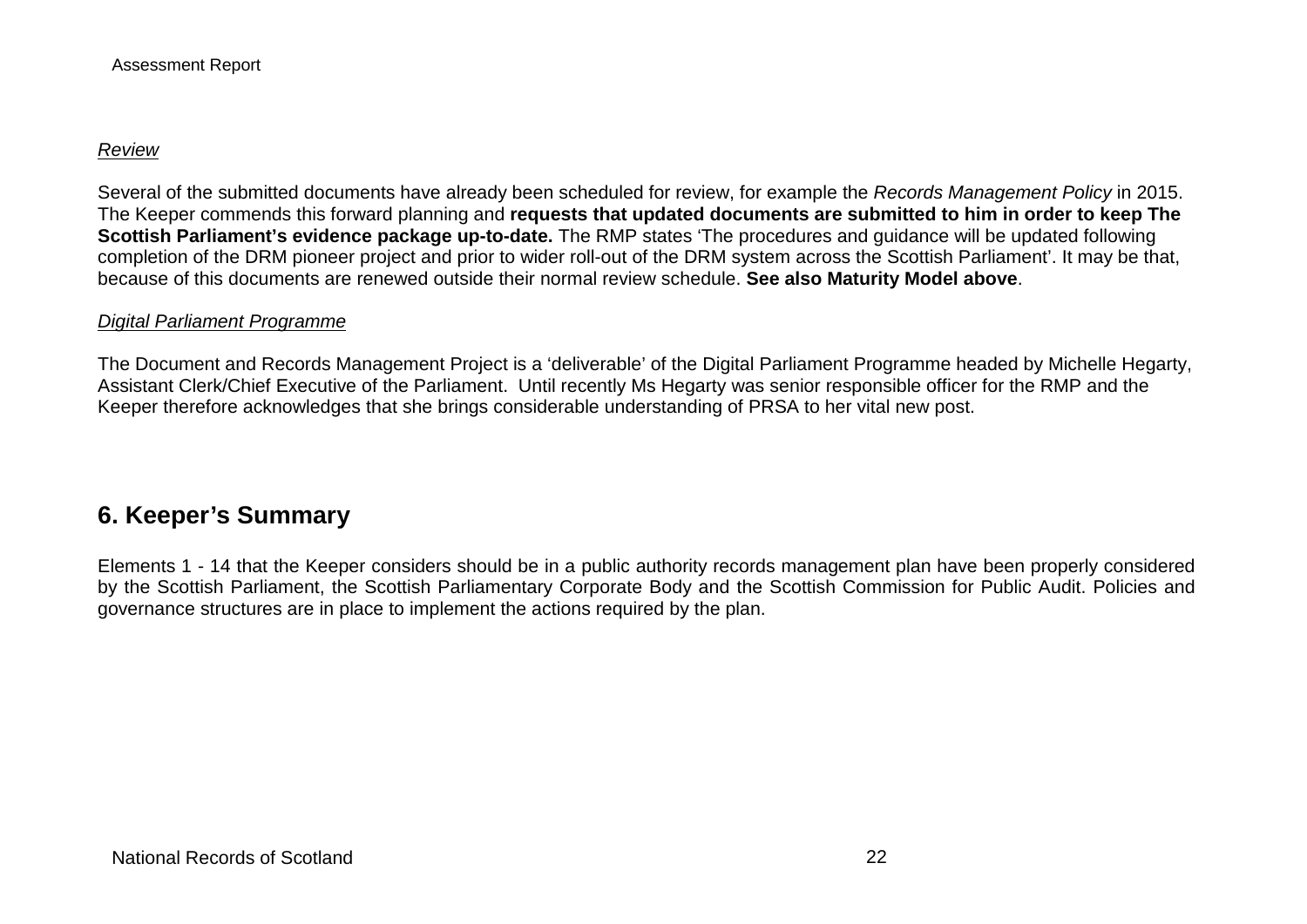*Review*

Several of the submitted documents have already been scheduled for review, for example the *Records Management Policy* in 2015. The Keeper commends this forward planning and **requests that updated documents are submitted to him in order to keep The Scottish Parliament's evidence package up-to-date.** The RMP states 'The procedures and guidance will be updated following completion of the DRM pioneer project and prior to wider roll-out of the DRM system across the Scottish Parliament'. It may be that, because of this documents are renewed outside their normal review schedule. **See also Maturity Model above**.

*Digital Parliament Programme*

The Document and Records Management Project is a 'deliverable' of the Digital Parliament Programme headed by Michelle Hegarty, Assistant Clerk/Chief Executive of the Parliament. Until recently Ms Hegarty was senior responsible officer for the RMP and the Keeper therefore acknowledges that she brings considerable understanding of PRSA to her vital new post.

## 6. Keeper's Summary

Elements 1 - 14 that the Keeper considers should be in a public authority records management plan have been properly considered by the Scottish Parliament, the Scottish Parliamentary Corporate Body and the Scottish Commission for Public Audit. Policies and governance structures are in place to implement the actions required by the plan.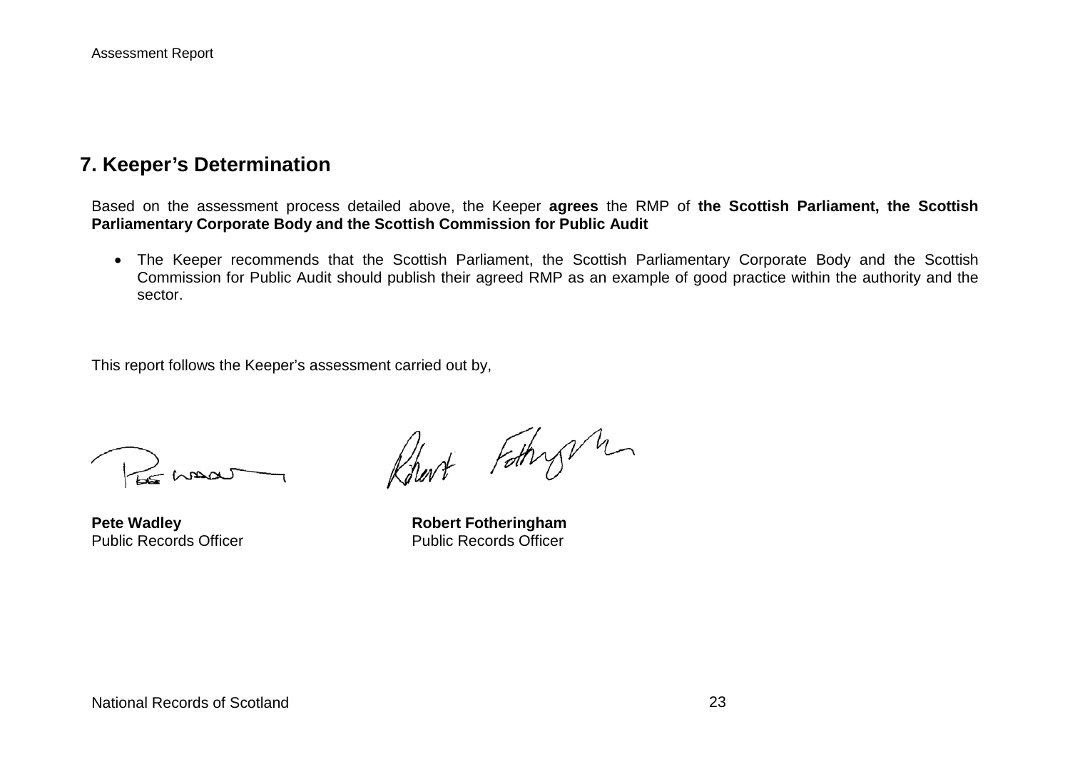## 7. Keeper's Determination

Based on the assessment process detailed above, the Keeper **agrees** the RMP of **the Scottish Parliament, the Scottish Parliamentary Corporate Body and the Scottish Commission for Public Audit**

- The Keeper recommends that the Scottish Parliament, the Scottish Parliamentary Corporate Body and the Scottish Commission for Public Audit should publish their agreed RMP as an example of good practice within the authority and the sector.

This report follows the Keeper's assessment carried out by,

| | |
|---|---|
| **Pete Wadley** | **Robert Fotheringham** |
| Public Records Officer | Public Records Officer |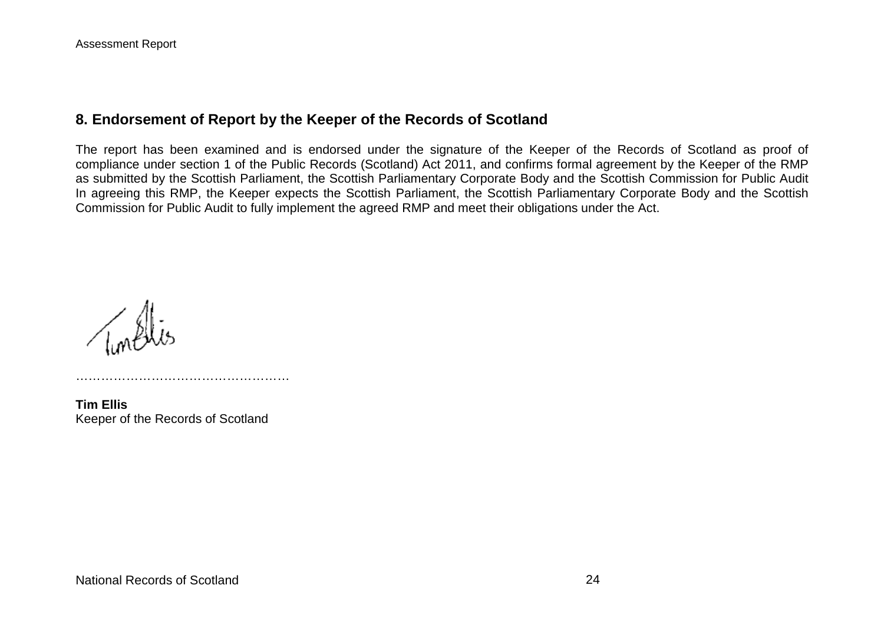## 8. Endorsement of Report by the Keeper of the Records of Scotland

The report has been examined and is endorsed under the signature of the Keeper of the Records of Scotland as proof of compliance under section 1 of the Public Records (Scotland) Act 2011, and confirms formal agreement by the Keeper of the RMP as submitted by the Scottish Parliament, the Scottish Parliamentary Corporate Body and the Scottish Commission for Public Audit In agreeing this RMP, the Keeper expects the Scottish Parliament, the Scottish Parliamentary Corporate Body and the Scottish Commission for Public Audit to fully implement the agreed RMP and meet their obligations under the Act.

……………………………………………

**Tim Ellis**
Keeper of the Records of Scotland